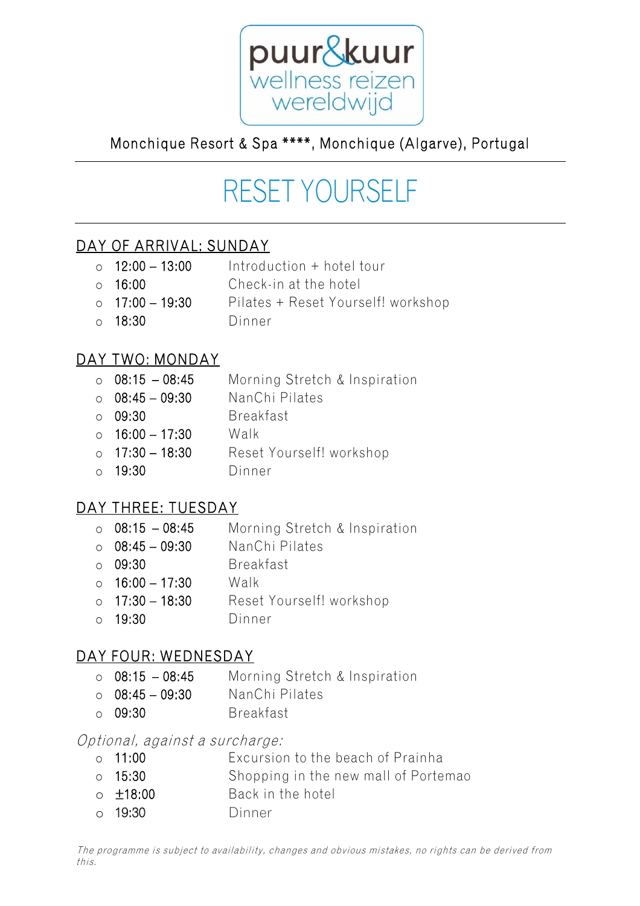puur&kuur
wellness reizen
wereldwijd

Monchique Resort & Spa ****, Monchique (Algarve), Portugal

# RESET YOURSELF

## DAY OF ARRIVAL: SUNDAY

- 12:00 – 13:00 Introduction + hotel tour
- 16:00 Check-in at the hotel
- 17:00 – 19:30 Pilates + Reset Yourself! workshop
- 18:30 Dinner

## DAY TWO: MONDAY

- 08:15 – 08:45 Morning Stretch & Inspiration
- 08:45 – 09:30 NanChi Pilates
- 09:30 Breakfast
- 16:00 – 17:30 Walk
- 17:30 – 18:30 Reset Yourself! workshop
- 19:30 Dinner

## DAY THREE: TUESDAY

- 08:15 – 08:45 Morning Stretch & Inspiration
- 08:45 – 09:30 NanChi Pilates
- 09:30 Breakfast
- 16:00 – 17:30 Walk
- 17:30 – 18:30 Reset Yourself! workshop
- 19:30 Dinner

## DAY FOUR: WEDNESDAY

- 08:15 – 08:45 Morning Stretch & Inspiration
- 08:45 – 09:30 NanChi Pilates
- 09:30 Breakfast

*Optional, against a surcharge:*

- 11:00 Excursion to the beach of Prainha
- 15:30 Shopping in the new mall of Portemao
- ±18:00 Back in the hotel
- 19:30 Dinner

*The programme is subject to availability, changes and obvious mistakes, no rights can be derived from this.*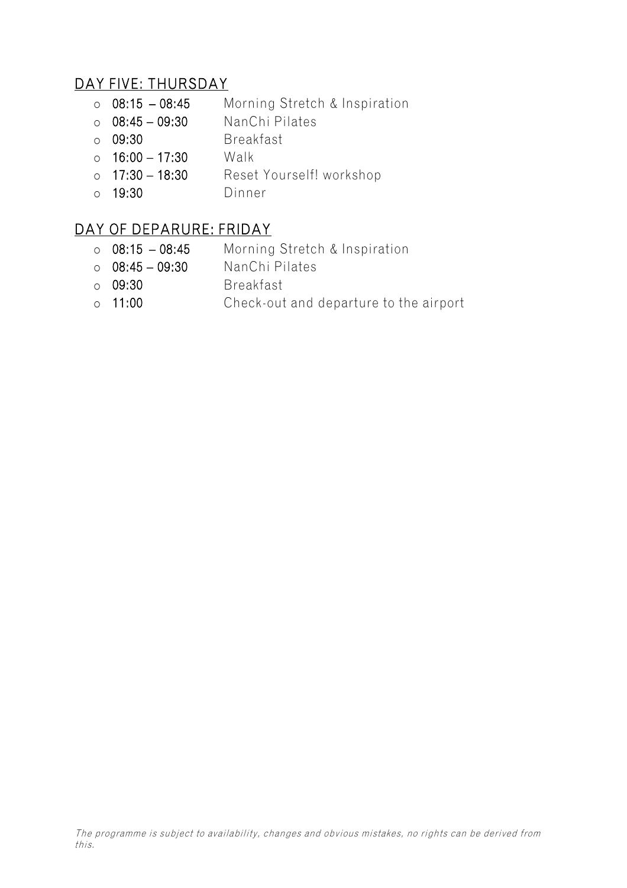## DAY FIVE: THURSDAY

- 08:15 – 08:45 Morning Stretch & Inspiration
- 08:45 – 09:30 NanChi Pilates
- 09:30 Breakfast
- 16:00 – 17:30 Walk
- 17:30 – 18:30 Reset Yourself! workshop
- 19:30 Dinner

## DAY OF DEPARURE: FRIDAY

- 08:15 – 08:45 Morning Stretch & Inspiration
- 08:45 – 09:30 NanChi Pilates
- 09:30 Breakfast
- 11:00 Check-out and departure to the airport

*The programme is subject to availability, changes and obvious mistakes, no rights can be derived from this.*